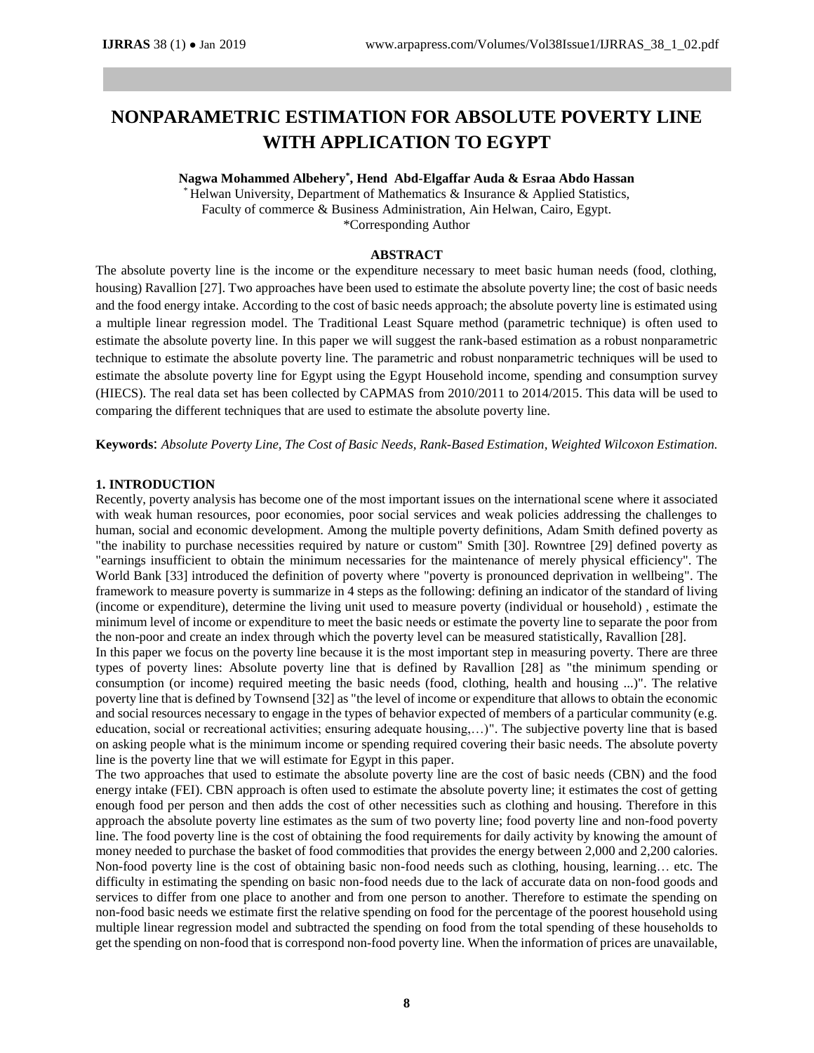# NONPARAMETRIC ESTIMATION FOR ABSOLUTE POVERTY LINE WITH APPLICATION TO EGYPT

**Nagwa Mohammed Albehery[*], Hend Abd-Elgaffar Auda & Esraa Abdo Hassan**

[*] Helwan University, Department of Mathematics & Insurance & Applied Statistics, Faculty of commerce & Business Administration, Ain Helwan, Cairo, Egypt.
*Corresponding Author

## ABSTRACT

The absolute poverty line is the income or the expenditure necessary to meet basic human needs (food, clothing, housing) Ravallion [27]. Two approaches have been used to estimate the absolute poverty line; the cost of basic needs and the food energy intake. According to the cost of basic needs approach; the absolute poverty line is estimated using a multiple linear regression model. The Traditional Least Square method (parametric technique) is often used to estimate the absolute poverty line. In this paper we will suggest the rank-based estimation as a robust nonparametric technique to estimate the absolute poverty line. The parametric and robust nonparametric techniques will be used to estimate the absolute poverty line for Egypt using the Egypt Household income, spending and consumption survey (HIECS). The real data set has been collected by CAPMAS from 2010/2011 to 2014/2015. This data will be used to comparing the different techniques that are used to estimate the absolute poverty line.

**Keywords**: *Absolute Poverty Line, The Cost of Basic Needs, Rank-Based Estimation, Weighted Wilcoxon Estimation.*

## 1. INTRODUCTION

Recently, poverty analysis has become one of the most important issues on the international scene where it associated with weak human resources, poor economies, poor social services and weak policies addressing the challenges to human, social and economic development. Among the multiple poverty definitions, Adam Smith defined poverty as "the inability to purchase necessities required by nature or custom" Smith [30]. Rowntree [29] defined poverty as "earnings insufficient to obtain the minimum necessaries for the maintenance of merely physical efficiency". The World Bank [33] introduced the definition of poverty where "poverty is pronounced deprivation in wellbeing". The framework to measure poverty is summarize in 4 steps as the following: defining an indicator of the standard of living (income or expenditure), determine the living unit used to measure poverty (individual or household) , estimate the minimum level of income or expenditure to meet the basic needs or estimate the poverty line to separate the poor from the non-poor and create an index through which the poverty level can be measured statistically, Ravallion [28].

In this paper we focus on the poverty line because it is the most important step in measuring poverty. There are three types of poverty lines: Absolute poverty line that is defined by Ravallion [28] as "the minimum spending or consumption (or income) required meeting the basic needs (food, clothing, health and housing ...)". The relative poverty line that is defined by Townsend [32] as "the level of income or expenditure that allows to obtain the economic and social resources necessary to engage in the types of behavior expected of members of a particular community (e.g. education, social or recreational activities; ensuring adequate housing,…)". The subjective poverty line that is based on asking people what is the minimum income or spending required covering their basic needs. The absolute poverty line is the poverty line that we will estimate for Egypt in this paper.

The two approaches that used to estimate the absolute poverty line are the cost of basic needs (CBN) and the food energy intake (FEI). CBN approach is often used to estimate the absolute poverty line; it estimates the cost of getting enough food per person and then adds the cost of other necessities such as clothing and housing. Therefore in this approach the absolute poverty line estimates as the sum of two poverty line; food poverty line and non-food poverty line. The food poverty line is the cost of obtaining the food requirements for daily activity by knowing the amount of money needed to purchase the basket of food commodities that provides the energy between 2,000 and 2,200 calories. Non-food poverty line is the cost of obtaining basic non-food needs such as clothing, housing, learning… etc. The difficulty in estimating the spending on basic non-food needs due to the lack of accurate data on non-food goods and services to differ from one place to another and from one person to another. Therefore to estimate the spending on non-food basic needs we estimate first the relative spending on food for the percentage of the poorest household using multiple linear regression model and subtracted the spending on food from the total spending of these households to get the spending on non-food that is correspond non-food poverty line. When the information of prices are unavailable,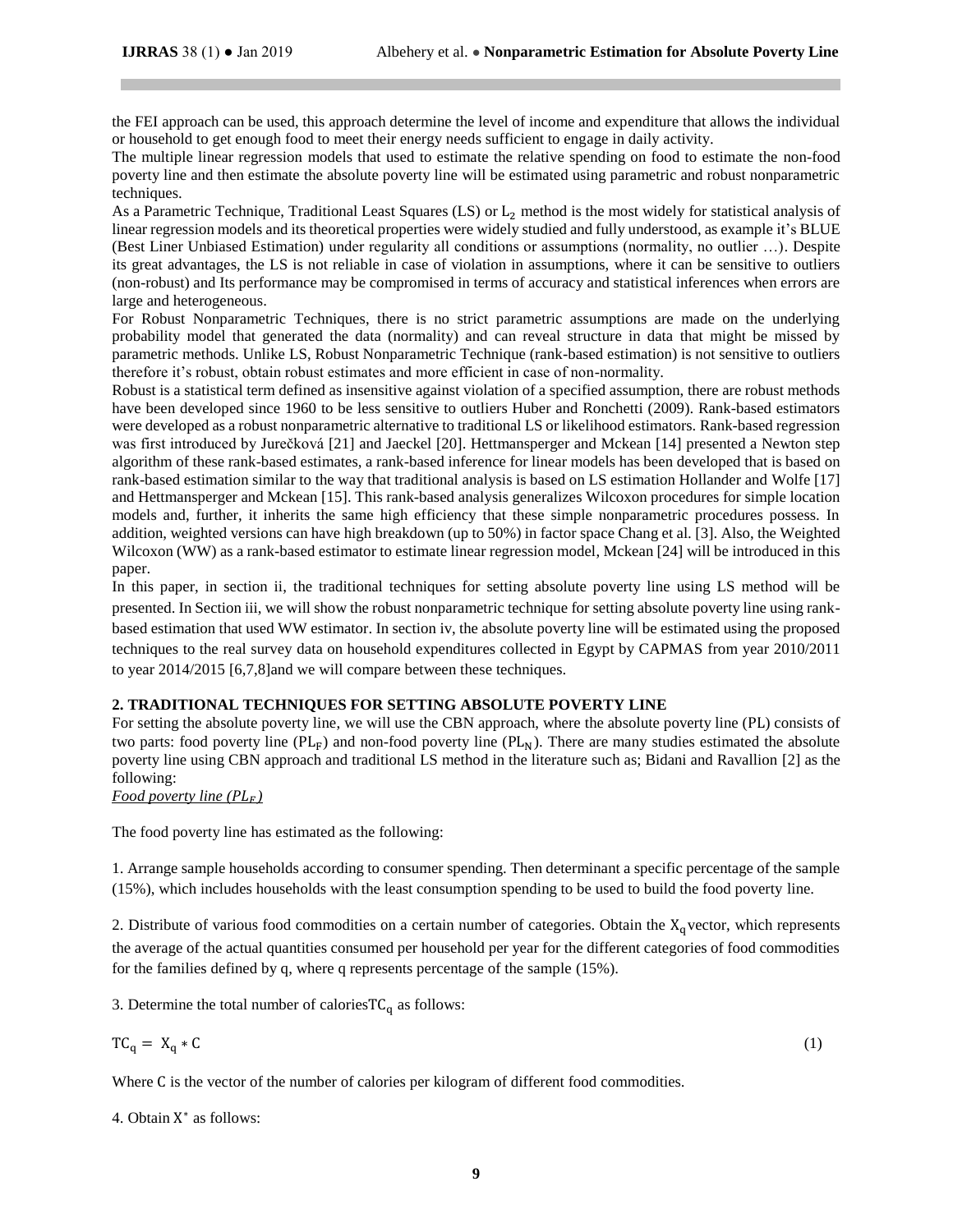the FEI approach can be used, this approach determine the level of income and expenditure that allows the individual or household to get enough food to meet their energy needs sufficient to engage in daily activity.

The multiple linear regression models that used to estimate the relative spending on food to estimate the non-food poverty line and then estimate the absolute poverty line will be estimated using parametric and robust nonparametric techniques.

As a Parametric Technique, Traditional Least Squares (LS) or $L_2$ method is the most widely for statistical analysis of linear regression models and its theoretical properties were widely studied and fully understood, as example it's BLUE (Best Liner Unbiased Estimation) under regularity all conditions or assumptions (normality, no outlier …). Despite its great advantages, the LS is not reliable in case of violation in assumptions, where it can be sensitive to outliers (non-robust) and Its performance may be compromised in terms of accuracy and statistical inferences when errors are large and heterogeneous.

For Robust Nonparametric Techniques, there is no strict parametric assumptions are made on the underlying probability model that generated the data (normality) and can reveal structure in data that might be missed by parametric methods. Unlike LS, Robust Nonparametric Technique (rank-based estimation) is not sensitive to outliers therefore it's robust, obtain robust estimates and more efficient in case of non-normality.

Robust is a statistical term defined as insensitive against violation of a specified assumption, there are robust methods have been developed since 1960 to be less sensitive to outliers Huber and Ronchetti (2009). Rank-based estimators were developed as a robust nonparametric alternative to traditional LS or likelihood estimators. Rank-based regression was first introduced by Jurečková [21] and Jaeckel [20]. Hettmansperger and Mckean [14] presented a Newton step algorithm of these rank-based estimates, a rank-based inference for linear models has been developed that is based on rank-based estimation similar to the way that traditional analysis is based on LS estimation Hollander and Wolfe [17] and Hettmansperger and Mckean [15]. This rank-based analysis generalizes Wilcoxon procedures for simple location models and, further, it inherits the same high efficiency that these simple nonparametric procedures possess. In addition, weighted versions can have high breakdown (up to 50%) in factor space Chang et al. [3]. Also, the Weighted Wilcoxon (WW) as a rank-based estimator to estimate linear regression model, Mckean [24] will be introduced in this paper.

In this paper, in section ii, the traditional techniques for setting absolute poverty line using LS method will be presented. In Section iii, we will show the robust nonparametric technique for setting absolute poverty line using rank-based estimation that used WW estimator. In section iv, the absolute poverty line will be estimated using the proposed techniques to the real survey data on household expenditures collected in Egypt by CAPMAS from year 2010/2011 to year 2014/2015 [6,7,8]and we will compare between these techniques.

## 2. TRADITIONAL TECHNIQUES FOR SETTING ABSOLUTE POVERTY LINE

For setting the absolute poverty line, we will use the CBN approach, where the absolute poverty line (PL) consists of two parts: food poverty line ($PL_F$) and non-food poverty line ($PL_N$). There are many studies estimated the absolute poverty line using CBN approach and traditional LS method in the literature such as; Bidani and Ravallion [2] as the following:

*Food poverty line ($PL_F$)*

The food poverty line has estimated as the following:

1. Arrange sample households according to consumer spending. Then determinant a specific percentage of the sample (15%), which includes households with the least consumption spending to be used to build the food poverty line.

2. Distribute of various food commodities on a certain number of categories. Obtain the $X_q$ vector, which represents the average of the actual quantities consumed per household per year for the different categories of food commodities for the families defined by q, where q represents percentage of the sample (15%).

3. Determine the total number of calories $TC_q$ as follows:

$$TC_q = X_q * C \tag{1}$$

Where C is the vector of the number of calories per kilogram of different food commodities.

4. Obtain $X^*$ as follows: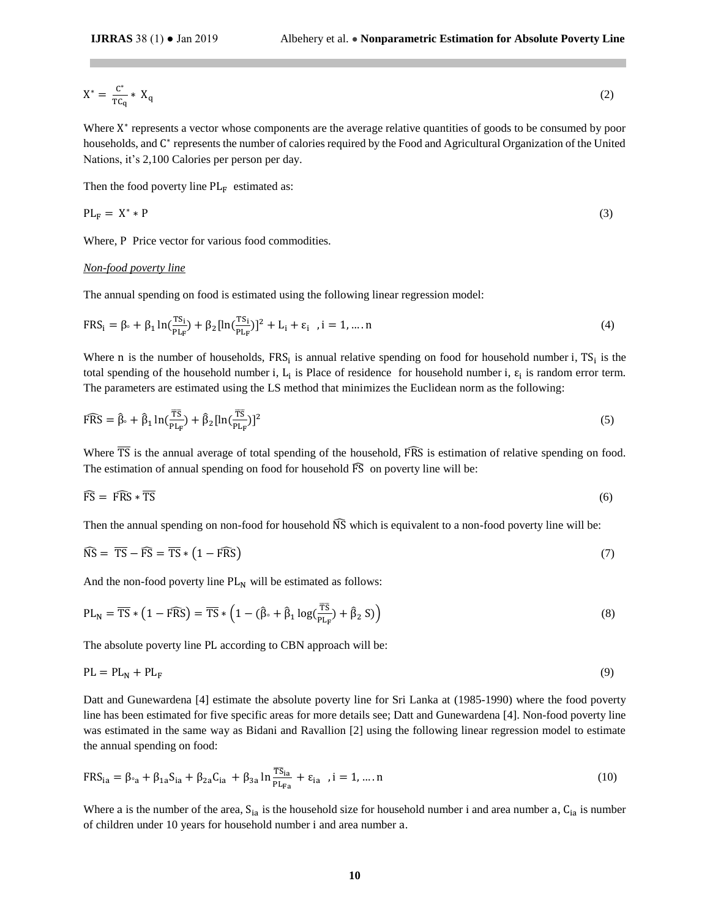$$X^* = \frac{C^*}{TC_q} * X_q \tag{2}$$

Where $X^*$ represents a vector whose components are the average relative quantities of goods to be consumed by poor households, and $C^*$ represents the number of calories required by the Food and Agricultural Organization of the United Nations, it's 2,100 Calories per person per day.

Then the food poverty line $PL_F$ estimated as:

$$PL_F = X^* * P \tag{3}$$

Where, P Price vector for various food commodities.

*Non-food poverty line*

The annual spending on food is estimated using the following linear regression model:

$$FRS_i = \beta_\circ + \beta_1 \ln(\frac{TS_i}{PL_F}) + \beta_2 [\ln(\frac{TS_i}{PL_F})]^2 + L_i + \varepsilon_i \quad , i = 1, \ldots . n \tag{4}$$

Where n is the number of households, $FRS_i$ is annual relative spending on food for household number i, $TS_i$ is the total spending of the household number i, $L_i$ is Place of residence for household number i, $\varepsilon_i$ is random error term. The parameters are estimated using the LS method that minimizes the Euclidean norm as the following:

$$\widehat{FRS} = \hat{\beta}_\circ + \hat{\beta}_1 \ln(\frac{\overline{TS}}{PL_F}) + \hat{\beta}_2 [\ln(\frac{\overline{TS}}{PL_F})]^2 \tag{5}$$

Where $\overline{TS}$ is the annual average of total spending of the household, $\widehat{FRS}$ is estimation of relative spending on food. The estimation of annual spending on food for household $\widehat{FS}$ on poverty line will be:

$$\widehat{FS} = \widehat{FRS} * \overline{TS} \tag{6}$$

Then the annual spending on non-food for household $\widehat{NS}$ which is equivalent to a non-food poverty line will be:

$$\widehat{NS} = \overline{TS} - \widehat{FS} = \overline{TS} * \left(1 - \widehat{FRS}\right) \tag{7}$$

And the non-food poverty line $PL_N$ will be estimated as follows:

$$PL_N = \overline{TS} * \left(1 - \widehat{FRS}\right) = \overline{TS} * \left(1 - (\hat{\beta}_\circ + \hat{\beta}_1 \log(\frac{\overline{TS}}{PL_F}) + \hat{\beta}_2\, S)\right) \tag{8}$$

The absolute poverty line PL according to CBN approach will be:

$$PL = PL_N + PL_F \tag{9}$$

Datt and Gunewardena [4] estimate the absolute poverty line for Sri Lanka at (1985-1990) where the food poverty line has been estimated for five specific areas for more details see; Datt and Gunewardena [4]. Non-food poverty line was estimated in the same way as Bidani and Ravallion [2] using the following linear regression model to estimate the annual spending on food:

$$FRS_{ia} = \beta_{\circ a} + \beta_{1a} S_{ia} + \beta_{2a} C_{ia} + \beta_{3a} \ln \frac{\overline{TS}_{ia}}{PL_{Fa}} + \varepsilon_{ia} \quad , i = 1, \ldots . n \tag{10}$$

Where a is the number of the area, $S_{ia}$ is the household size for household number i and area number a, $C_{ia}$ is number of children under 10 years for household number i and area number a.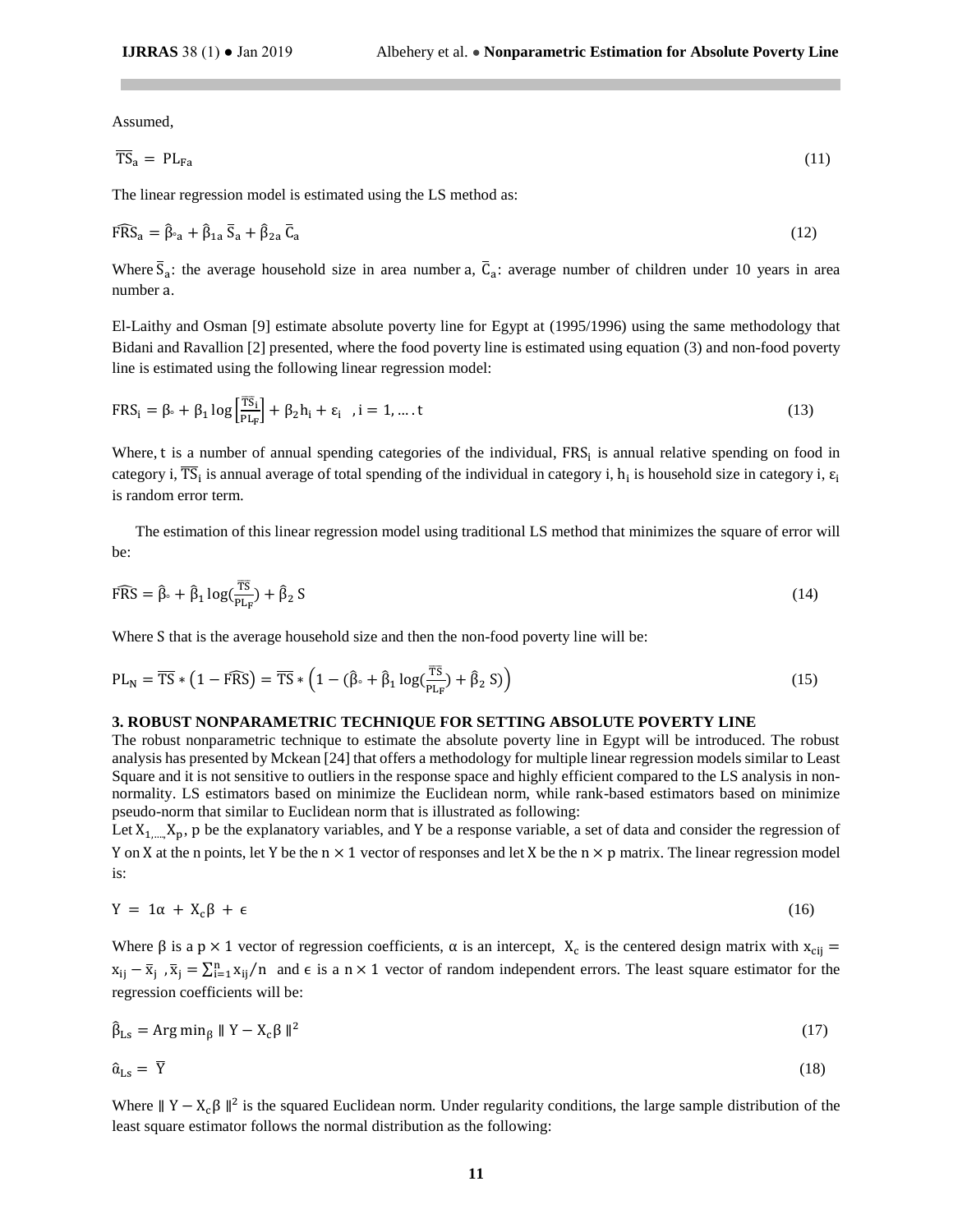Assumed,

$$\overline{\text{TS}}_{\text{a}} = \text{PL}_{\text{Fa}} \tag{11}$$

The linear regression model is estimated using the LS method as:

$$\widehat{\text{FRS}}_{\text{a}} = \hat{\beta}_{\circ\text{a}} + \hat{\beta}_{1\text{a}} \,\overline{\text{S}}_{\text{a}} + \hat{\beta}_{2\text{a}} \,\overline{\text{C}}_{\text{a}} \tag{12}$$

Where $\overline{\text{S}}_{\text{a}}$: the average household size in area number a, $\overline{\text{C}}_{\text{a}}$: average number of children under 10 years in area number a.

El-Laithy and Osman [9] estimate absolute poverty line for Egypt at (1995/1996) using the same methodology that Bidani and Ravallion [2] presented, where the food poverty line is estimated using equation (3) and non-food poverty line is estimated using the following linear regression model:

$$\text{FRS}_{\text{i}} = \beta_{\circ} + \beta_1 \log\left[\frac{\overline{\text{TS}}_{\text{i}}}{\text{PL}_{\text{F}}}\right] + \beta_2 \text{h}_{\text{i}} + \varepsilon_{\text{i}} \quad , \text{i} = 1, \ldots . \text{t} \tag{13}$$

Where, t is a number of annual spending categories of the individual, $\text{FRS}_{\text{i}}$ is annual relative spending on food in category i, $\overline{\text{TS}}_{\text{i}}$ is annual average of total spending of the individual in category i, $\text{h}_{\text{i}}$ is household size in category i, $\varepsilon_{\text{i}}$ is random error term.

The estimation of this linear regression model using traditional LS method that minimizes the square of error will be:

$$\widehat{\text{FRS}} = \hat{\beta}_{\circ} + \hat{\beta}_1 \log\left(\frac{\overline{\text{TS}}}{\text{PL}_{\text{F}}}\right) + \hat{\beta}_2 \,\text{S} \tag{14}$$

Where S that is the average household size and then the non-food poverty line will be:

$$\text{PL}_{\text{N}} = \overline{\text{TS}} * \left(1 - \widehat{\text{FRS}}\right) = \overline{\text{TS}} * \left(1 - \left(\hat{\beta}_{\circ} + \hat{\beta}_1 \log\left(\frac{\overline{\text{TS}}}{\text{PL}_{\text{F}}}\right) + \hat{\beta}_2 \,\text{S}\right)\right) \tag{15}$$

## 3. ROBUST NONPARAMETRIC TECHNIQUE FOR SETTING ABSOLUTE POVERTY LINE

The robust nonparametric technique to estimate the absolute poverty line in Egypt will be introduced. The robust analysis has presented by Mckean [24] that offers a methodology for multiple linear regression models similar to Least Square and it is not sensitive to outliers in the response space and highly efficient compared to the LS analysis in non-normality. LS estimators based on minimize the Euclidean norm, while rank-based estimators based on minimize pseudo-norm that similar to Euclidean norm that is illustrated as following:

Let $X_{1,\ldots,}X_p$, p be the explanatory variables, and Y be a response variable, a set of data and consider the regression of Y on X at the n points, let Y be the $n \times 1$ vector of responses and let X be the $n \times p$ matrix. The linear regression model is:

$$Y = 1\alpha + X_c\beta + \epsilon \tag{16}$$

Where β is a $p \times 1$ vector of regression coefficients, α is an intercept, $X_c$ is the centered design matrix with $x_{cij} = x_{ij} - \bar{x}_j$ , $\bar{x}_j = \sum_{i=1}^{n} x_{ij}/n$ and $\epsilon$ is a $n \times 1$ vector of random independent errors. The least square estimator for the regression coefficients will be:

$$\hat{\beta}_{Ls} = \text{Arg}\min_{\beta} \| Y - X_c\beta \|^2 \tag{17}$$

$$\hat{\alpha}_{Ls} = \overline{Y} \tag{18}$$

Where $\| Y - X_c\beta \|^2$ is the squared Euclidean norm. Under regularity conditions, the large sample distribution of the least square estimator follows the normal distribution as the following: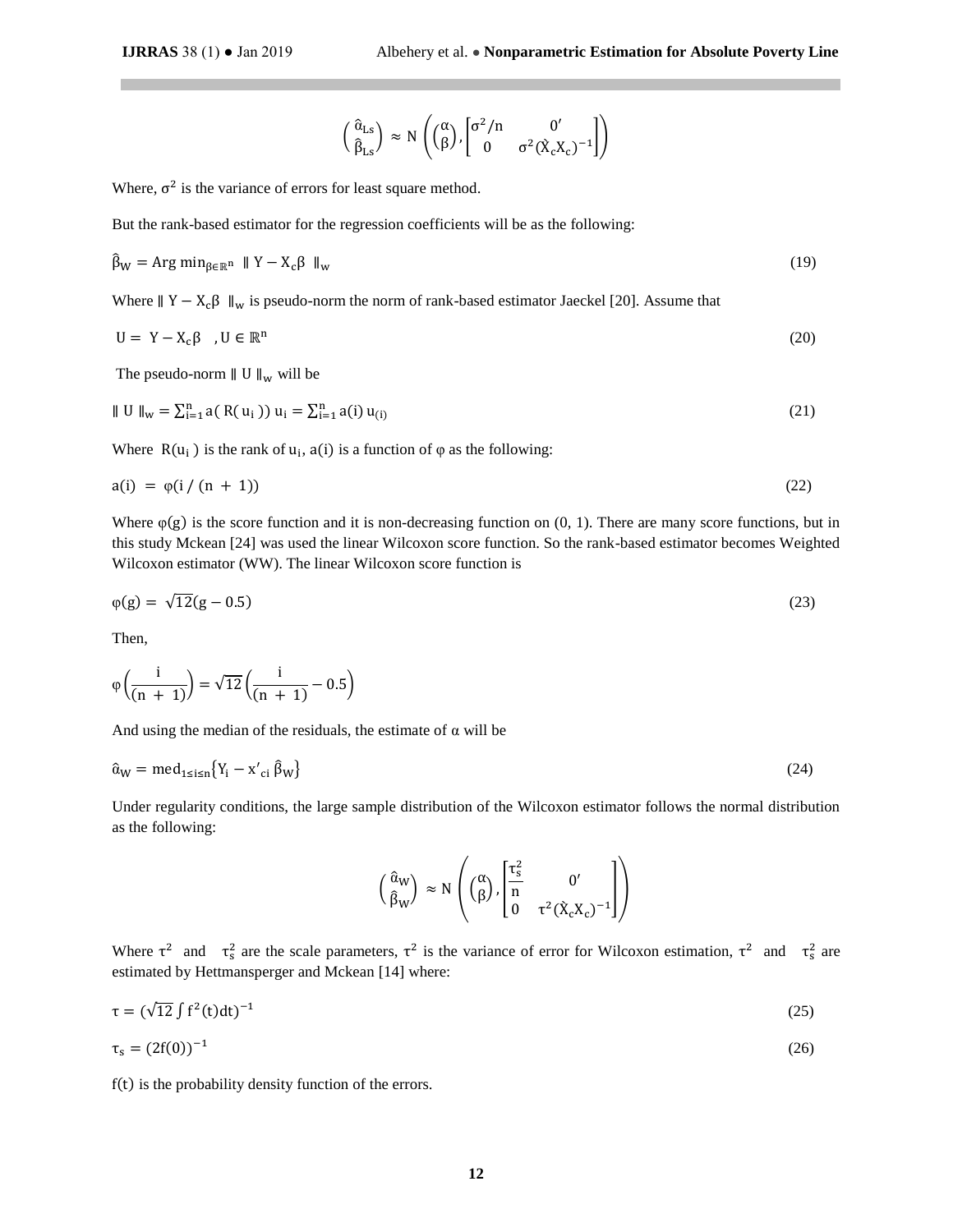$$\begin{pmatrix} \hat{\alpha}_{Ls} \\ \hat{\beta}_{Ls} \end{pmatrix} \approx N\left( \begin{pmatrix} \alpha \\ \beta \end{pmatrix}, \begin{bmatrix} \sigma^2/n & 0' \\ 0 & \sigma^2(\grave{X}_c X_c)^{-1} \end{bmatrix} \right)$$

Where, $\sigma^2$ is the variance of errors for least square method.

But the rank-based estimator for the regression coefficients will be as the following:

$$\hat{\beta}_W = \text{Arg}\min_{\beta \in \mathbb{R}^n} \| Y - X_c\beta \|_w \tag{19}$$

Where $\| Y - X_c\beta \|_w$ is pseudo-norm the norm of rank-based estimator Jaeckel [20]. Assume that

$$U = Y - X_c\beta \quad , U \in \mathbb{R}^n \tag{20}$$

The pseudo-norm $\| U \|_w$ will be

$$\| U \|_w = \sum_{i=1}^{n} a(R(u_i))\, u_i = \sum_{i=1}^{n} a(i)\, u_{(i)} \tag{21}$$

Where $R(u_i)$ is the rank of $u_i$, $a(i)$ is a function of φ as the following:

$$a(i) = \varphi(i/(n+1)) \tag{22}$$

Where $\varphi(g)$ is the score function and it is non-decreasing function on (0, 1). There are many score functions, but in this study Mckean [24] was used the linear Wilcoxon score function. So the rank-based estimator becomes Weighted Wilcoxon estimator (WW). The linear Wilcoxon score function is

$$\varphi(g) = \sqrt{12}(g - 0.5) \tag{23}$$

Then,

$$\varphi\left(\frac{i}{(n+1)}\right) = \sqrt{12}\left(\frac{i}{(n+1)} - 0.5\right)$$

And using the median of the residuals, the estimate of α will be

$$\hat{\alpha}_W = \text{med}_{1 \le i \le n}\left\{Y_i - x'_{ci}\,\hat{\beta}_W\right\} \tag{24}$$

Under regularity conditions, the large sample distribution of the Wilcoxon estimator follows the normal distribution as the following:

$$\begin{pmatrix} \hat{\alpha}_W \\ \hat{\beta}_W \end{pmatrix} \approx N\left( \begin{pmatrix} \alpha \\ \beta \end{pmatrix}, \begin{bmatrix} \frac{\tau_s^2}{n} & 0' \\ 0 & \tau^2(\grave{X}_c X_c)^{-1} \end{bmatrix} \right)$$

Where $\tau^2$ and $\tau_s^2$ are the scale parameters, $\tau^2$ is the variance of error for Wilcoxon estimation, $\tau^2$ and $\tau_s^2$ are estimated by Hettmansperger and Mckean [14] where:

$$\tau = \left(\sqrt{12}\int f^2(t)dt\right)^{-1} \tag{25}$$

$$\tau_s = (2f(0))^{-1} \tag{26}$$

$f(t)$ is the probability density function of the errors.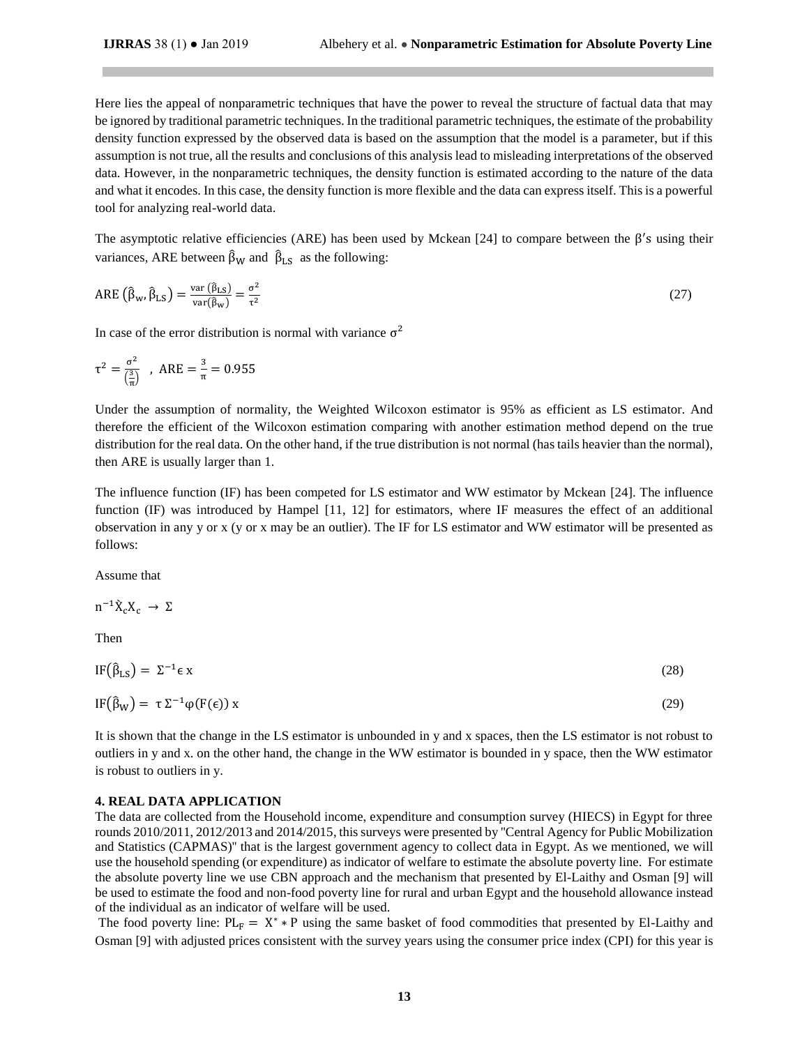Here lies the appeal of nonparametric techniques that have the power to reveal the structure of factual data that may be ignored by traditional parametric techniques. In the traditional parametric techniques, the estimate of the probability density function expressed by the observed data is based on the assumption that the model is a parameter, but if this assumption is not true, all the results and conclusions of this analysis lead to misleading interpretations of the observed data. However, in the nonparametric techniques, the density function is estimated according to the nature of the data and what it encodes. In this case, the density function is more flexible and the data can express itself. This is a powerful tool for analyzing real-world data.

The asymptotic relative efficiencies (ARE) has been used by Mckean [24] to compare between the $\beta'$s using their variances, ARE between $\hat{\beta}_W$ and $\hat{\beta}_{LS}$ as the following:

$$\text{ARE}\left(\hat{\beta}_w, \hat{\beta}_{LS}\right) = \frac{\text{var}\left(\hat{\beta}_{LS}\right)}{\text{var}\left(\hat{\beta}_W\right)} = \frac{\sigma^2}{\tau^2} \tag{27}$$

In case of the error distribution is normal with variance $\sigma^2$

$$\tau^2 = \frac{\sigma^2}{\left(\frac{3}{\pi}\right)} \quad , \ \text{ARE} = \frac{3}{\pi} = 0.955$$

Under the assumption of normality, the Weighted Wilcoxon estimator is 95% as efficient as LS estimator. And therefore the efficient of the Wilcoxon estimation comparing with another estimation method depend on the true distribution for the real data. On the other hand, if the true distribution is not normal (has tails heavier than the normal), then ARE is usually larger than 1.

The influence function (IF) has been competed for LS estimator and WW estimator by Mckean [24]. The influence function (IF) was introduced by Hampel [11, 12] for estimators, where IF measures the effect of an additional observation in any y or x (y or x may be an outlier). The IF for LS estimator and WW estimator will be presented as follows:

Assume that

$$n^{-1}\grave{X}_c X_c \ \rightarrow \ \Sigma$$

Then

$$\text{IF}\left(\hat{\beta}_{LS}\right) = \ \Sigma^{-1}\epsilon \, x \tag{28}$$

$$\text{IF}\left(\hat{\beta}_W\right) = \ \tau \, \Sigma^{-1}\varphi(F(\epsilon)) \, x \tag{29}$$

It is shown that the change in the LS estimator is unbounded in y and x spaces, then the LS estimator is not robust to outliers in y and x. on the other hand, the change in the WW estimator is bounded in y space, then the WW estimator is robust to outliers in y.

**4. REAL DATA APPLICATION**

The data are collected from the Household income, expenditure and consumption survey (HIECS) in Egypt for three rounds 2010/2011, 2012/2013 and 2014/2015, this surveys were presented by "Central Agency for Public Mobilization and Statistics (CAPMAS)" that is the largest government agency to collect data in Egypt. As we mentioned, we will use the household spending (or expenditure) as indicator of welfare to estimate the absolute poverty line. For estimate the absolute poverty line we use CBN approach and the mechanism that presented by El-Laithy and Osman [9] will be used to estimate the food and non-food poverty line for rural and urban Egypt and the household allowance instead of the individual as an indicator of welfare will be used.

The food poverty line: $PL_F = X^* * P$ using the same basket of food commodities that presented by El-Laithy and Osman [9] with adjusted prices consistent with the survey years using the consumer price index (CPI) for this year is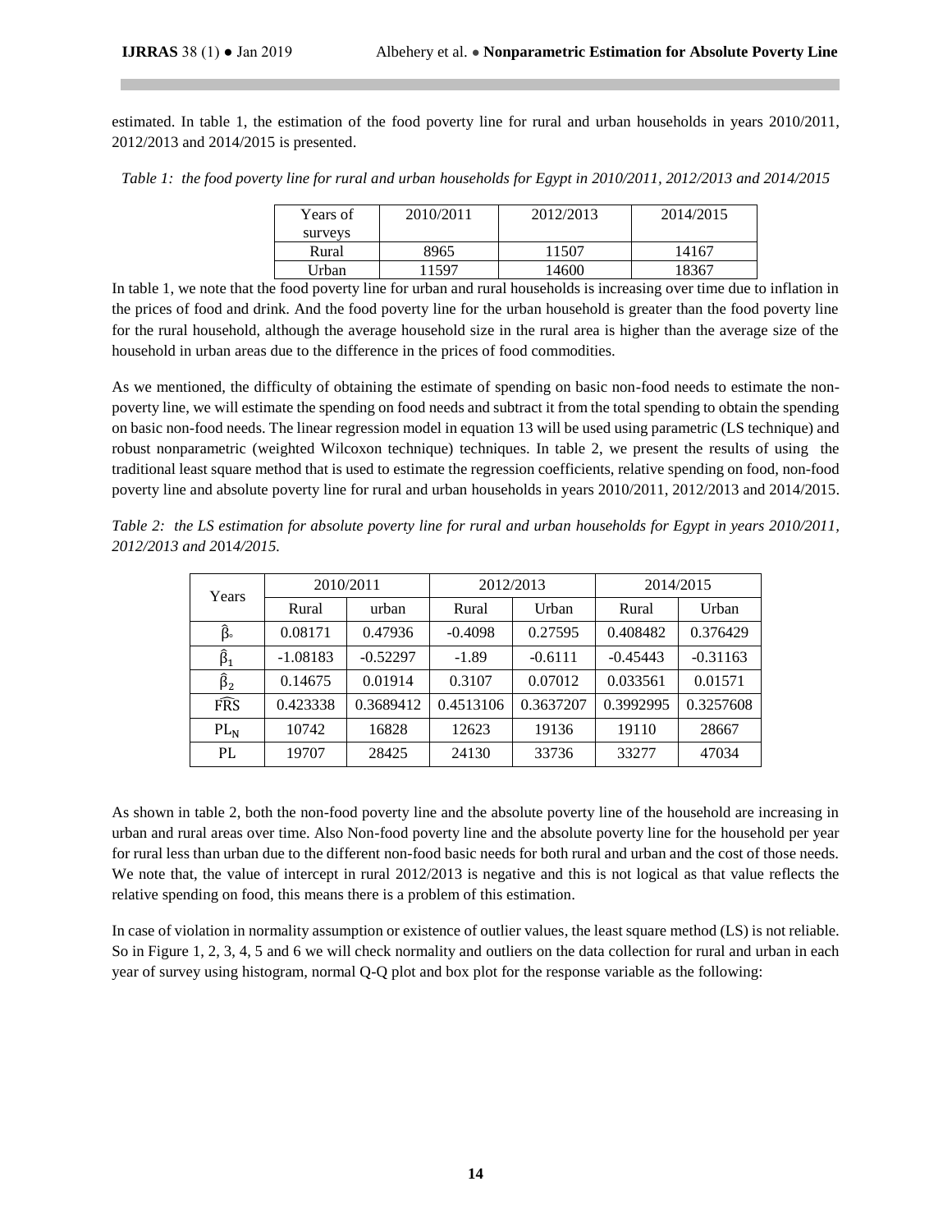estimated. In table 1, the estimation of the food poverty line for rural and urban households in years 2010/2011, 2012/2013 and 2014/2015 is presented.

*Table 1: the food poverty line for rural and urban households for Egypt in 2010/2011, 2012/2013 and 2014/2015*

| Years of surveys | 2010/2011 | 2012/2013 | 2014/2015 |
|---|---|---|---|
| Rural | 8965 | 11507 | 14167 |
| Urban | 11597 | 14600 | 18367 |

In table 1, we note that the food poverty line for urban and rural households is increasing over time due to inflation in the prices of food and drink. And the food poverty line for the urban household is greater than the food poverty line for the rural household, although the average household size in the rural area is higher than the average size of the household in urban areas due to the difference in the prices of food commodities.

As we mentioned, the difficulty of obtaining the estimate of spending on basic non-food needs to estimate the non-poverty line, we will estimate the spending on food needs and subtract it from the total spending to obtain the spending on basic non-food needs. The linear regression model in equation 13 will be used using parametric (LS technique) and robust nonparametric (weighted Wilcoxon technique) techniques. In table 2, we present the results of using the traditional least square method that is used to estimate the regression coefficients, relative spending on food, non-food poverty line and absolute poverty line for rural and urban households in years 2010/2011, 2012/2013 and 2014/2015.

*Table 2: the LS estimation for absolute poverty line for rural and urban households for Egypt in years 2010/2011, 2012/2013 and 2014/2015.*

| Years | 2010/2011 | | 2012/2013 | | 2014/2015 | |
|---|---|---|---|---|---|---|
| | Rural | urban | Rural | Urban | Rural | Urban |
| $\hat{\beta}_0$ | 0.08171 | 0.47936 | -0.4098 | 0.27595 | 0.408482 | 0.376429 |
| $\hat{\beta}_1$ | -1.08183 | -0.52297 | -1.89 | -0.6111 | -0.45443 | -0.31163 |
| $\hat{\beta}_2$ | 0.14675 | 0.01914 | 0.3107 | 0.07012 | 0.033561 | 0.01571 |
| $\widehat{FRS}$ | 0.423338 | 0.3689412 | 0.4513106 | 0.3637207 | 0.3992995 | 0.3257608 |
| $PL_N$ | 10742 | 16828 | 12623 | 19136 | 19110 | 28667 |
| PL | 19707 | 28425 | 24130 | 33736 | 33277 | 47034 |

As shown in table 2, both the non-food poverty line and the absolute poverty line of the household are increasing in urban and rural areas over time. Also Non-food poverty line and the absolute poverty line for the household per year for rural less than urban due to the different non-food basic needs for both rural and urban and the cost of those needs. We note that, the value of intercept in rural 2012/2013 is negative and this is not logical as that value reflects the relative spending on food, this means there is a problem of this estimation.

In case of violation in normality assumption or existence of outlier values, the least square method (LS) is not reliable. So in Figure 1, 2, 3, 4, 5 and 6 we will check normality and outliers on the data collection for rural and urban in each year of survey using histogram, normal Q-Q plot and box plot for the response variable as the following: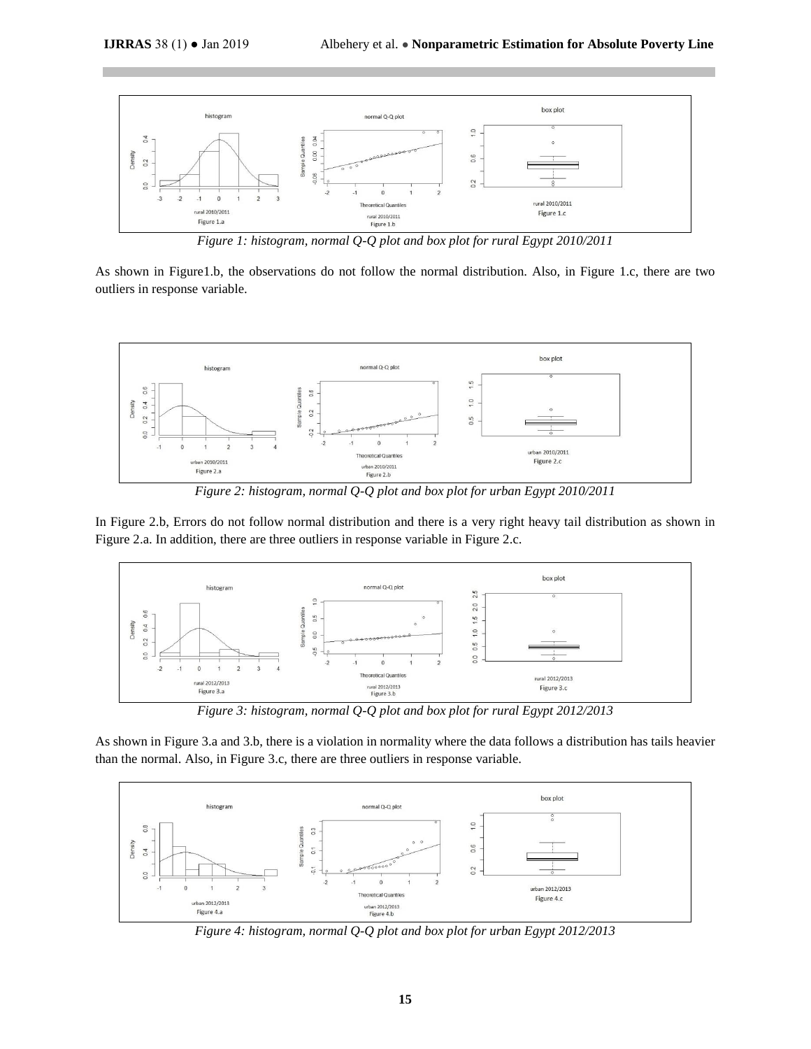*Figure 1: histogram, normal Q-Q plot and box plot for rural Egypt 2010/2011*

As shown in Figure1.b, the observations do not follow the normal distribution. Also, in Figure 1.c, there are two outliers in response variable.

*Figure 2: histogram, normal Q-Q plot and box plot for urban Egypt 2010/2011*

In Figure 2.b, Errors do not follow normal distribution and there is a very right heavy tail distribution as shown in Figure 2.a. In addition, there are three outliers in response variable in Figure 2.c.

*Figure 3: histogram, normal Q-Q plot and box plot for rural Egypt 2012/2013*

As shown in Figure 3.a and 3.b, there is a violation in normality where the data follows a distribution has tails heavier than the normal. Also, in Figure 3.c, there are three outliers in response variable.

*Figure 4: histogram, normal Q-Q plot and box plot for urban Egypt 2012/2013*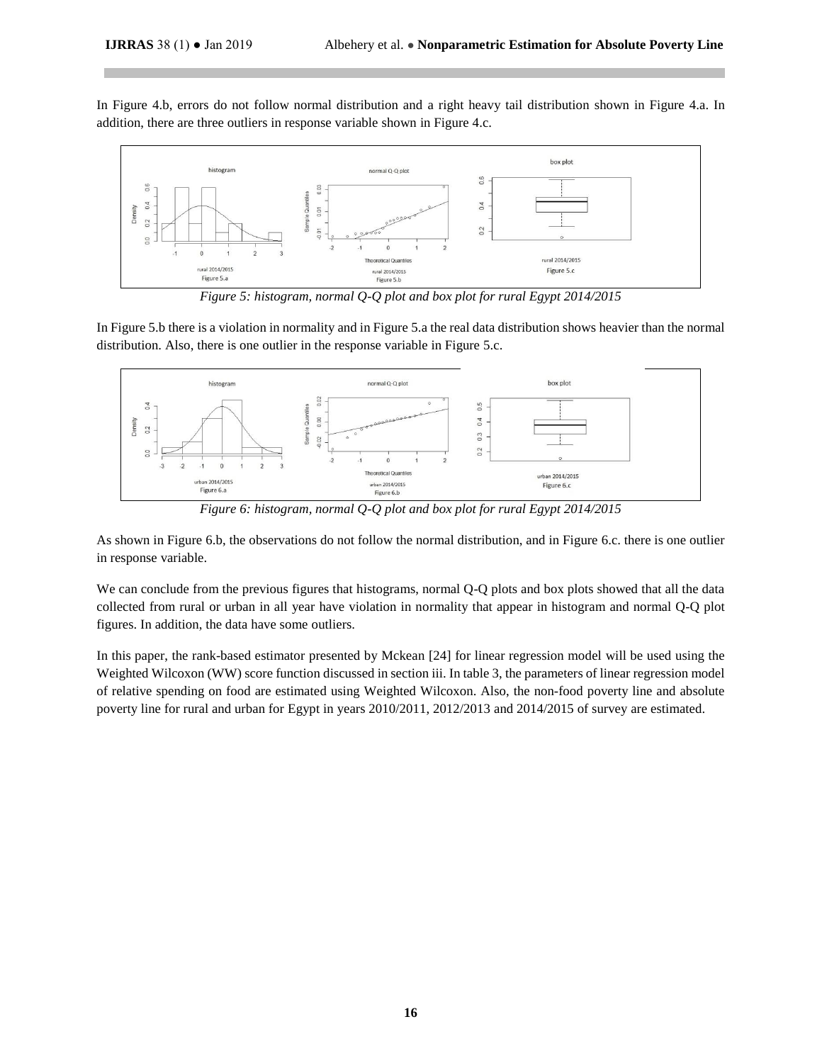In Figure 4.b, errors do not follow normal distribution and a right heavy tail distribution shown in Figure 4.a. In addition, there are three outliers in response variable shown in Figure 4.c.

*Figure 5: histogram, normal Q-Q plot and box plot for rural Egypt 2014/2015*

In Figure 5.b there is a violation in normality and in Figure 5.a the real data distribution shows heavier than the normal distribution. Also, there is one outlier in the response variable in Figure 5.c.

*Figure 6: histogram, normal Q-Q plot and box plot for rural Egypt 2014/2015*

As shown in Figure 6.b, the observations do not follow the normal distribution, and in Figure 6.c. there is one outlier in response variable.

We can conclude from the previous figures that histograms, normal Q-Q plots and box plots showed that all the data collected from rural or urban in all year have violation in normality that appear in histogram and normal Q-Q plot figures. In addition, the data have some outliers.

In this paper, the rank-based estimator presented by Mckean [24] for linear regression model will be used using the Weighted Wilcoxon (WW) score function discussed in section iii. In table 3, the parameters of linear regression model of relative spending on food are estimated using Weighted Wilcoxon. Also, the non-food poverty line and absolute poverty line for rural and urban for Egypt in years 2010/2011, 2012/2013 and 2014/2015 of survey are estimated.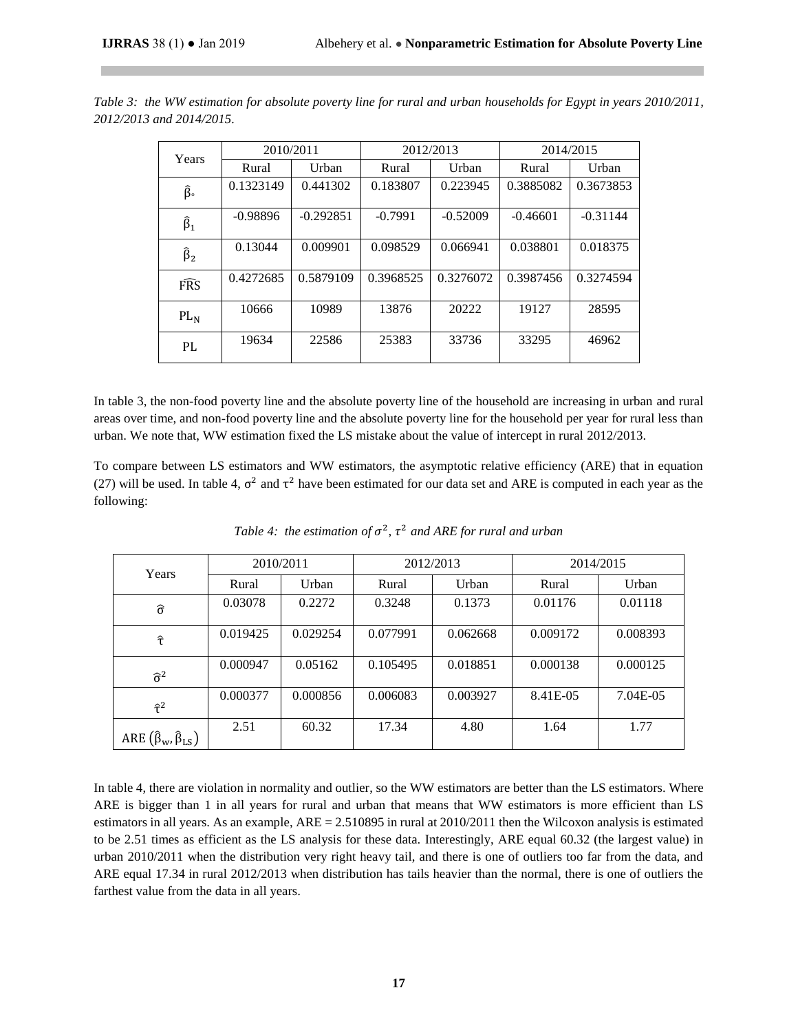*Table 3: the WW estimation for absolute poverty line for rural and urban households for Egypt in years 2010/2011, 2012/2013 and 2014/2015.*

| Years | 2010/2011 | | 2012/2013 | | 2014/2015 | |
|---|---|---|---|---|---|---|
| | Rural | Urban | Rural | Urban | Rural | Urban |
| $\hat{\beta}_{\circ}$ | 0.1323149 | 0.441302 | 0.183807 | 0.223945 | 0.3885082 | 0.3673853 |
| $\hat{\beta}_1$ | -0.98896 | -0.292851 | -0.7991 | -0.52009 | -0.46601 | -0.31144 |
| $\hat{\beta}_2$ | 0.13044 | 0.009901 | 0.098529 | 0.066941 | 0.038801 | 0.018375 |
| $\widehat{FRS}$ | 0.4272685 | 0.5879109 | 0.3968525 | 0.3276072 | 0.3987456 | 0.3274594 |
| $PL_N$ | 10666 | 10989 | 13876 | 20222 | 19127 | 28595 |
| PL | 19634 | 22586 | 25383 | 33736 | 33295 | 46962 |

In table 3, the non-food poverty line and the absolute poverty line of the household are increasing in urban and rural areas over time, and non-food poverty line and the absolute poverty line for the household per year for rural less than urban. We note that, WW estimation fixed the LS mistake about the value of intercept in rural 2012/2013.

To compare between LS estimators and WW estimators, the asymptotic relative efficiency (ARE) that in equation (27) will be used. In table 4, $\sigma^2$ and $\tau^2$ have been estimated for our data set and ARE is computed in each year as the following:

*Table 4: the estimation of $\sigma^2$, $\tau^2$ and ARE for rural and urban*

| Years | 2010/2011 | | 2012/2013 | | 2014/2015 | |
|---|---|---|---|---|---|---|
| | Rural | Urban | Rural | Urban | Rural | Urban |
| $\hat{\sigma}$ | 0.03078 | 0.2272 | 0.3248 | 0.1373 | 0.01176 | 0.01118 |
| $\hat{\tau}$ | 0.019425 | 0.029254 | 0.077991 | 0.062668 | 0.009172 | 0.008393 |
| $\hat{\sigma}^2$ | 0.000947 | 0.05162 | 0.105495 | 0.018851 | 0.000138 | 0.000125 |
| $\hat{\tau}^2$ | 0.000377 | 0.000856 | 0.006083 | 0.003927 | 8.41E-05 | 7.04E-05 |
| ARE $(\hat{\beta}_w, \hat{\beta}_{LS})$ | 2.51 | 60.32 | 17.34 | 4.80 | 1.64 | 1.77 |

In table 4, there are violation in normality and outlier, so the WW estimators are better than the LS estimators. Where ARE is bigger than 1 in all years for rural and urban that means that WW estimators is more efficient than LS estimators in all years. As an example, ARE = 2.510895 in rural at 2010/2011 then the Wilcoxon analysis is estimated to be 2.51 times as efficient as the LS analysis for these data. Interestingly, ARE equal 60.32 (the largest value) in urban 2010/2011 when the distribution very right heavy tail, and there is one of outliers too far from the data, and ARE equal 17.34 in rural 2012/2013 when distribution has tails heavier than the normal, there is one of outliers the farthest value from the data in all years.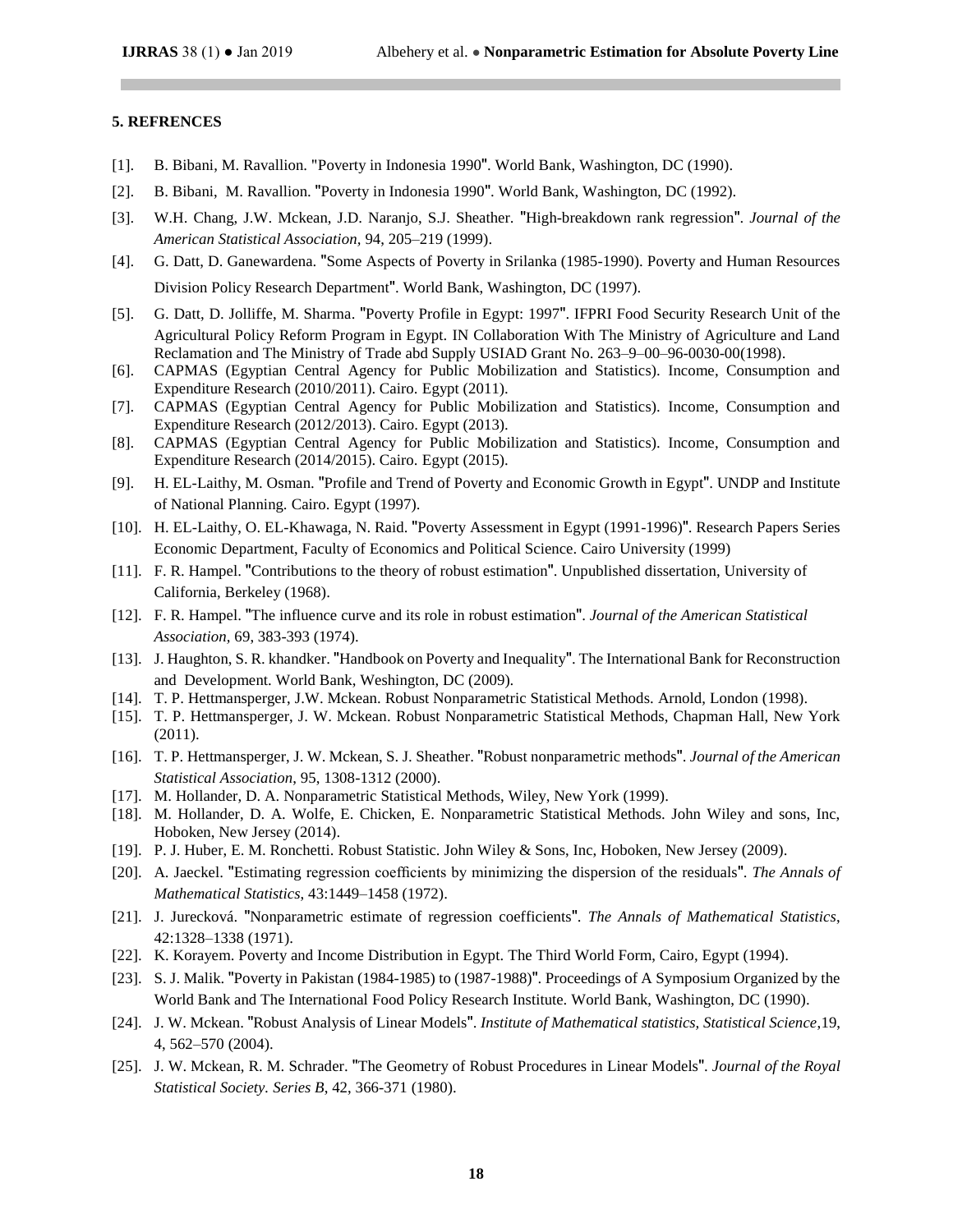### 5. REFRENCES

[1]. B. Bibani, M. Ravallion. "Poverty in Indonesia 1990". World Bank, Washington, DC (1990).

[2]. B. Bibani, M. Ravallion. "Poverty in Indonesia 1990". World Bank, Washington, DC (1992).

[3]. W.H. Chang, J.W. Mckean, J.D. Naranjo, S.J. Sheather. "High-breakdown rank regression". *Journal of the American Statistical Association*, 94, 205–219 (1999).

[4]. G. Datt, D. Ganewardena. "Some Aspects of Poverty in Srilanka (1985-1990). Poverty and Human Resources Division Policy Research Department". World Bank, Washington, DC (1997).

[5]. G. Datt, D. Jolliffe, M. Sharma. "Poverty Profile in Egypt: 1997". IFPRI Food Security Research Unit of the Agricultural Policy Reform Program in Egypt. IN Collaboration With The Ministry of Agriculture and Land Reclamation and The Ministry of Trade abd Supply USIAD Grant No. 263–9–00–96-0030-00(1998).

[6]. CAPMAS (Egyptian Central Agency for Public Mobilization and Statistics). Income, Consumption and Expenditure Research (2010/2011). Cairo. Egypt (2011).

[7]. CAPMAS (Egyptian Central Agency for Public Mobilization and Statistics). Income, Consumption and Expenditure Research (2012/2013). Cairo. Egypt (2013).

[8]. CAPMAS (Egyptian Central Agency for Public Mobilization and Statistics). Income, Consumption and Expenditure Research (2014/2015). Cairo. Egypt (2015).

[9]. H. EL-Laithy, M. Osman. "Profile and Trend of Poverty and Economic Growth in Egypt". UNDP and Institute of National Planning. Cairo. Egypt (1997).

[10]. H. EL-Laithy, O. EL-Khawaga, N. Raid. "Poverty Assessment in Egypt (1991-1996)". Research Papers Series Economic Department, Faculty of Economics and Political Science. Cairo University (1999)

[11]. F. R. Hampel. "Contributions to the theory of robust estimation". Unpublished dissertation, University of California, Berkeley (1968).

[12]. F. R. Hampel. "The influence curve and its role in robust estimation". *Journal of the American Statistical Association*, 69, 383-393 (1974).

[13]. J. Haughton, S. R. khandker. "Handbook on Poverty and Inequality". The International Bank for Reconstruction and Development. World Bank, Weshington, DC (2009).

[14]. T. P. Hettmansperger, J.W. Mckean. Robust Nonparametric Statistical Methods. Arnold, London (1998).

[15]. T. P. Hettmansperger, J. W. Mckean. Robust Nonparametric Statistical Methods, Chapman Hall, New York (2011).

[16]. T. P. Hettmansperger, J. W. Mckean, S. J. Sheather. "Robust nonparametric methods". *Journal of the American Statistical Association*, 95, 1308-1312 (2000).

[17]. M. Hollander, D. A. Nonparametric Statistical Methods, Wiley, New York (1999).

[18]. M. Hollander, D. A. Wolfe, E. Chicken, E. Nonparametric Statistical Methods. John Wiley and sons, Inc, Hoboken, New Jersey (2014).

[19]. P. J. Huber, E. M. Ronchetti. Robust Statistic. John Wiley & Sons, Inc, Hoboken, New Jersey (2009).

[20]. A. Jaeckel. "Estimating regression coefficients by minimizing the dispersion of the residuals". *The Annals of Mathematical Statistics*, 43:1449–1458 (1972).

[21]. J. Jurecková. "Nonparametric estimate of regression coefficients". *The Annals of Mathematical Statistics*, 42:1328–1338 (1971).

[22]. K. Korayem. Poverty and Income Distribution in Egypt. The Third World Form, Cairo, Egypt (1994).

[23]. S. J. Malik. "Poverty in Pakistan (1984-1985) to (1987-1988)". Proceedings of A Symposium Organized by the World Bank and The International Food Policy Research Institute. World Bank, Washington, DC (1990).

[24]. J. W. Mckean. "Robust Analysis of Linear Models". *Institute of Mathematical statistics, Statistical Science*,19, 4, 562–570 (2004).

[25]. J. W. Mckean, R. M. Schrader. "The Geometry of Robust Procedures in Linear Models". *Journal of the Royal Statistical Society. Series B*, 42, 366-371 (1980).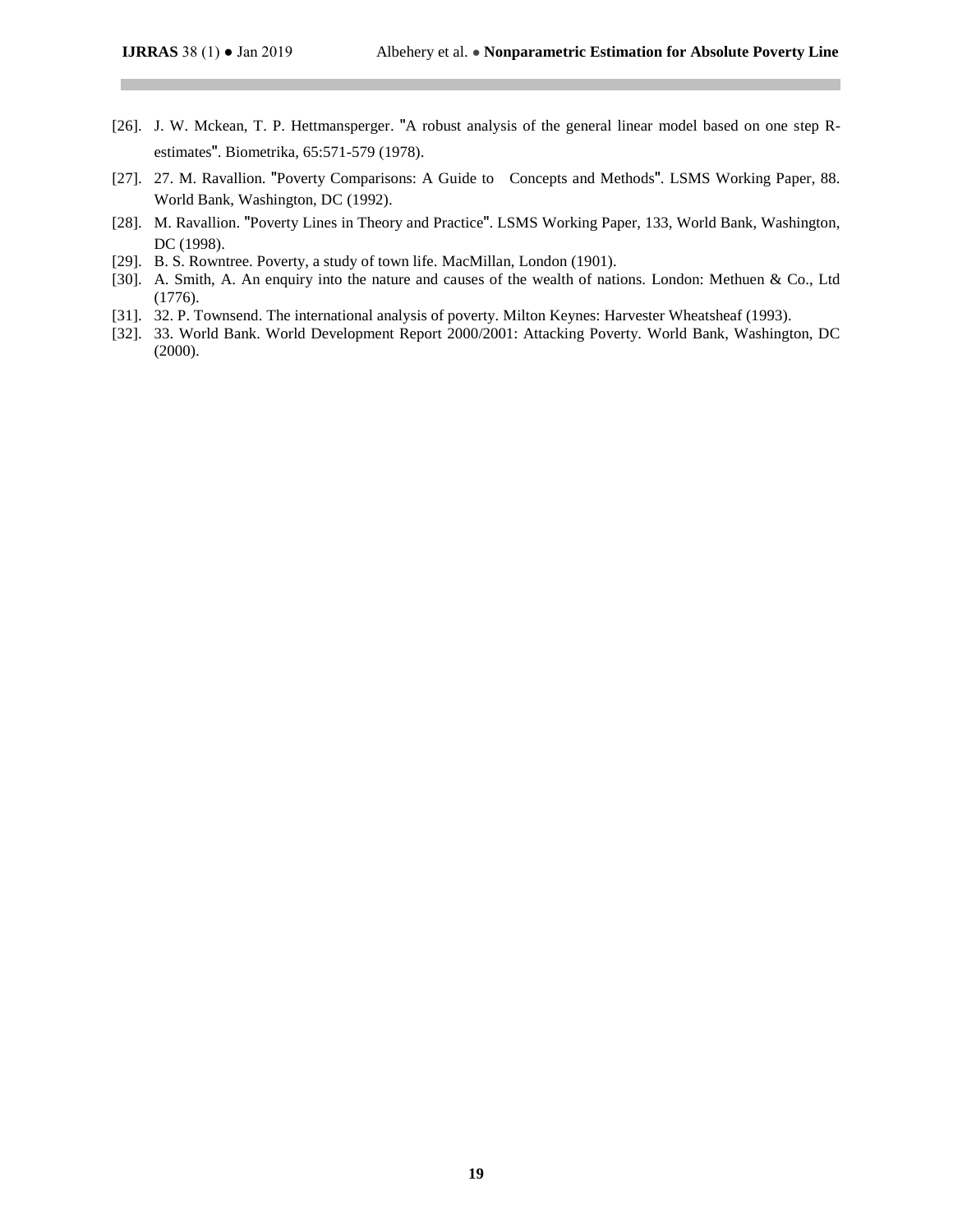[26]. J. W. Mckean, T. P. Hettmansperger. "A robust analysis of the general linear model based on one step R-estimates". Biometrika, 65:571-579 (1978).

[27]. 27. M. Ravallion. "Poverty Comparisons: A Guide to Concepts and Methods". LSMS Working Paper, 88. World Bank, Washington, DC (1992).

[28]. M. Ravallion. "Poverty Lines in Theory and Practice". LSMS Working Paper, 133, World Bank, Washington, DC (1998).

[29]. B. S. Rowntree. Poverty, a study of town life. MacMillan, London (1901).

[30]. A. Smith, A. An enquiry into the nature and causes of the wealth of nations. London: Methuen & Co., Ltd (1776).

[31]. 32. P. Townsend. The international analysis of poverty. Milton Keynes: Harvester Wheatsheaf (1993).

[32]. 33. World Bank. World Development Report 2000/2001: Attacking Poverty. World Bank, Washington, DC (2000).